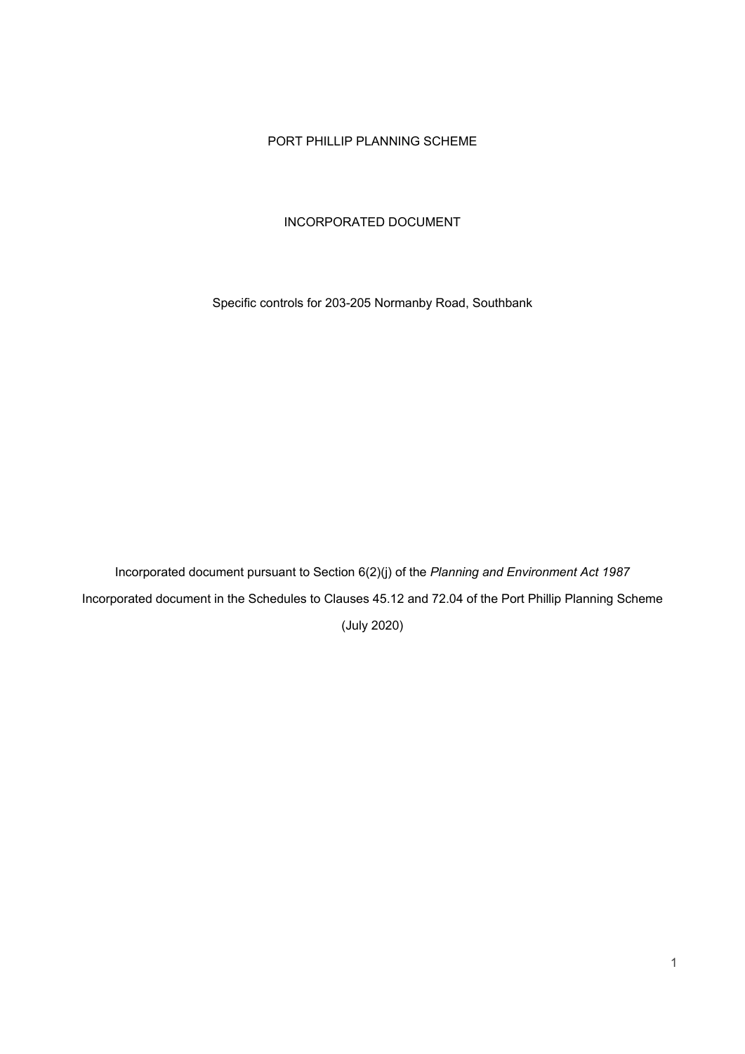# PORT PHILLIP PLANNING SCHEME

## INCORPORATED DOCUMENT

Specific controls for 203-205 Normanby Road, Southbank

Incorporated document pursuant to Section 6(2)(j) of the *Planning and Environment Act 1987*

Incorporated document in the Schedules to Clauses 45.12 and 72.04 of the Port Phillip Planning Scheme

(July 2020)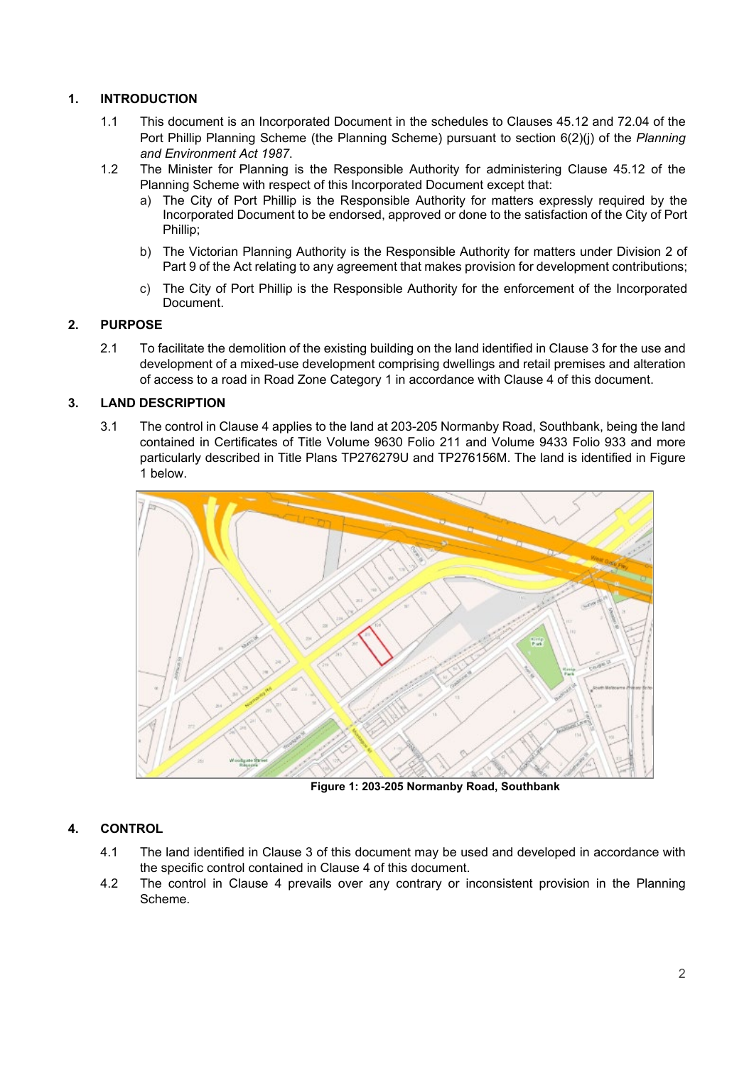## 1. INTRODUCTION

1.1 This document is an Incorporated Document in the schedules to Clauses 45.12 and 72.04 of the Port Phillip Planning Scheme (the Planning Scheme) pursuant to section 6(2)(j) of the *Planning and Environment Act 1987*.

1.2 The Minister for Planning is the Responsible Authority for administering Clause 45.12 of the Planning Scheme with respect of this Incorporated Document except that:

a) The City of Port Phillip is the Responsible Authority for matters expressly required by the Incorporated Document to be endorsed, approved or done to the satisfaction of the City of Port Phillip;

b) The Victorian Planning Authority is the Responsible Authority for matters under Division 2 of Part 9 of the Act relating to any agreement that makes provision for development contributions;

c) The City of Port Phillip is the Responsible Authority for the enforcement of the Incorporated Document.

## 2. PURPOSE

2.1 To facilitate the demolition of the existing building on the land identified in Clause 3 for the use and development of a mixed-use development comprising dwellings and retail premises and alteration of access to a road in Road Zone Category 1 in accordance with Clause 4 of this document.

## 3. LAND DESCRIPTION

3.1 The control in Clause 4 applies to the land at 203-205 Normanby Road, Southbank, being the land contained in Certificates of Title Volume 9630 Folio 211 and Volume 9433 Folio 933 and more particularly described in Title Plans TP276279U and TP276156M. The land is identified in Figure 1 below.

**Figure 1: 203-205 Normanby Road, Southbank**

## 4. CONTROL

4.1 The land identified in Clause 3 of this document may be used and developed in accordance with the specific control contained in Clause 4 of this document.

4.2 The control in Clause 4 prevails over any contrary or inconsistent provision in the Planning Scheme.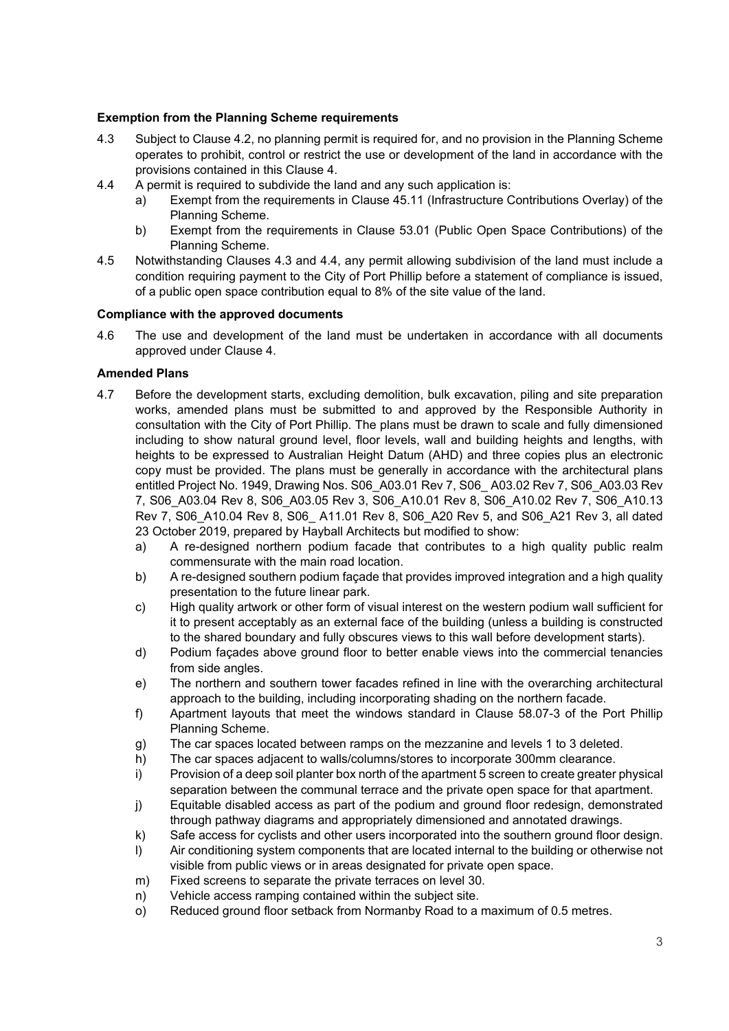**Exemption from the Planning Scheme requirements**

4.3 Subject to Clause 4.2, no planning permit is required for, and no provision in the Planning Scheme operates to prohibit, control or restrict the use or development of the land in accordance with the provisions contained in this Clause 4.

4.4 A permit is required to subdivide the land and any such application is:

   a) Exempt from the requirements in Clause 45.11 (Infrastructure Contributions Overlay) of the Planning Scheme.
   
   b) Exempt from the requirements in Clause 53.01 (Public Open Space Contributions) of the Planning Scheme.

4.5 Notwithstanding Clauses 4.3 and 4.4, any permit allowing subdivision of the land must include a condition requiring payment to the City of Port Phillip before a statement of compliance is issued, of a public open space contribution equal to 8% of the site value of the land.

**Compliance with the approved documents**

4.6 The use and development of the land must be undertaken in accordance with all documents approved under Clause 4.

**Amended Plans**

4.7 Before the development starts, excluding demolition, bulk excavation, piling and site preparation works, amended plans must be submitted to and approved by the Responsible Authority in consultation with the City of Port Phillip. The plans must be drawn to scale and fully dimensioned including to show natural ground level, floor levels, wall and building heights and lengths, with heights to be expressed to Australian Height Datum (AHD) and three copies plus an electronic copy must be provided. The plans must be generally in accordance with the architectural plans entitled Project No. 1949, Drawing Nos. S06_A03.01 Rev 7, S06_ A03.02 Rev 7, S06_A03.03 Rev 7, S06_A03.04 Rev 8, S06_A03.05 Rev 3, S06_A10.01 Rev 8, S06_A10.02 Rev 7, S06_A10.13 Rev 7, S06_A10.04 Rev 8, S06_ A11.01 Rev 8, S06_A20 Rev 5, and S06_A21 Rev 3, all dated 23 October 2019, prepared by Hayball Architects but modified to show:

   a) A re-designed northern podium facade that contributes to a high quality public realm commensurate with the main road location.
   
   b) A re-designed southern podium façade that provides improved integration and a high quality presentation to the future linear park.
   
   c) High quality artwork or other form of visual interest on the western podium wall sufficient for it to present acceptably as an external face of the building (unless a building is constructed to the shared boundary and fully obscures views to this wall before development starts).
   
   d) Podium façades above ground floor to better enable views into the commercial tenancies from side angles.
   
   e) The northern and southern tower facades refined in line with the overarching architectural approach to the building, including incorporating shading on the northern facade.
   
   f) Apartment layouts that meet the windows standard in Clause 58.07-3 of the Port Phillip Planning Scheme.
   
   g) The car spaces located between ramps on the mezzanine and levels 1 to 3 deleted.
   
   h) The car spaces adjacent to walls/columns/stores to incorporate 300mm clearance.
   
   i) Provision of a deep soil planter box north of the apartment 5 screen to create greater physical separation between the communal terrace and the private open space for that apartment.
   
   j) Equitable disabled access as part of the podium and ground floor redesign, demonstrated through pathway diagrams and appropriately dimensioned and annotated drawings.
   
   k) Safe access for cyclists and other users incorporated into the southern ground floor design.
   
   l) Air conditioning system components that are located internal to the building or otherwise not visible from public views or in areas designated for private open space.
   
   m) Fixed screens to separate the private terraces on level 30.
   
   n) Vehicle access ramping contained within the subject site.
   
   o) Reduced ground floor setback from Normanby Road to a maximum of 0.5 metres.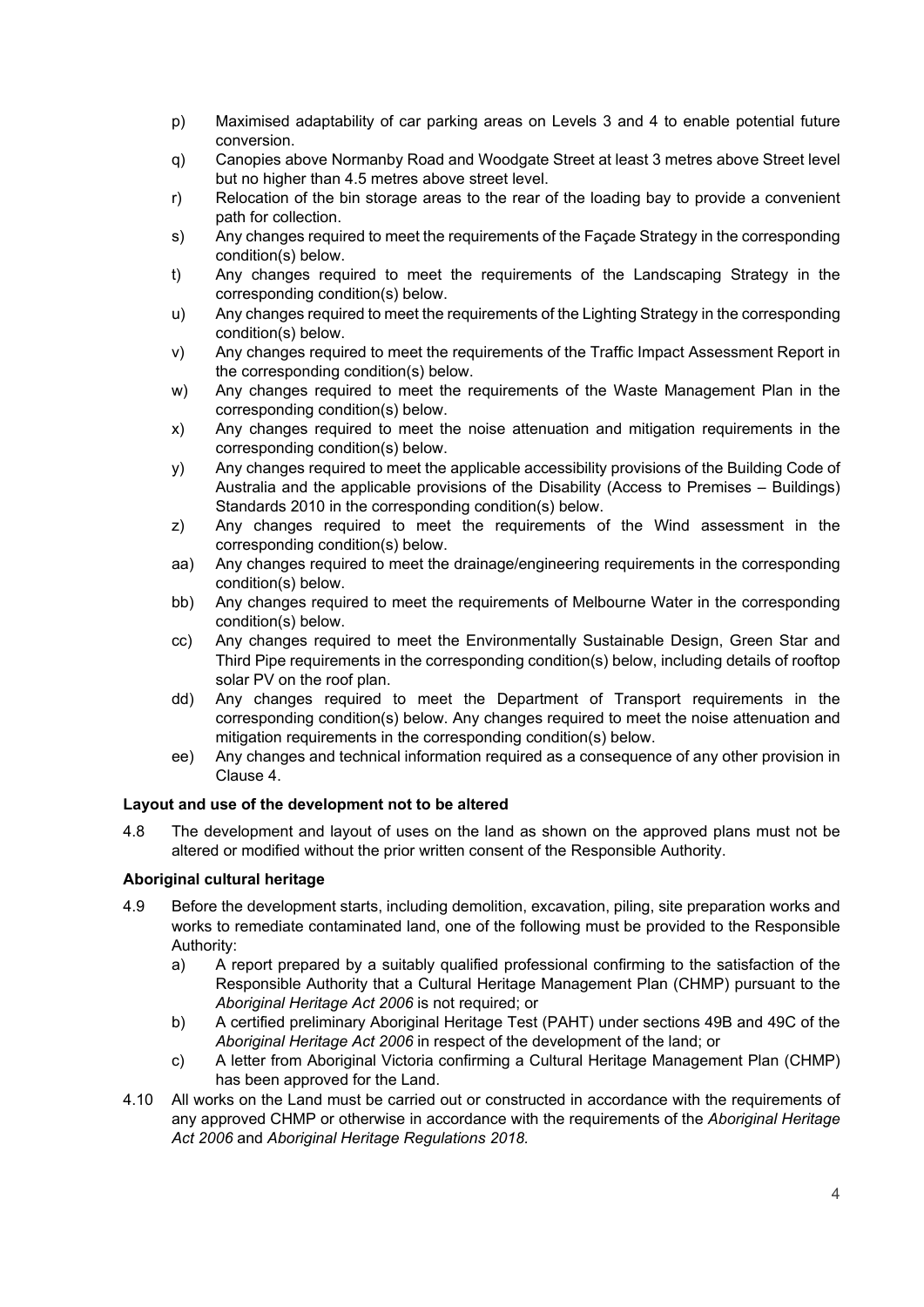p) Maximised adaptability of car parking areas on Levels 3 and 4 to enable potential future conversion.

q) Canopies above Normanby Road and Woodgate Street at least 3 metres above Street level but no higher than 4.5 metres above street level.

r) Relocation of the bin storage areas to the rear of the loading bay to provide a convenient path for collection.

s) Any changes required to meet the requirements of the Façade Strategy in the corresponding condition(s) below.

t) Any changes required to meet the requirements of the Landscaping Strategy in the corresponding condition(s) below.

u) Any changes required to meet the requirements of the Lighting Strategy in the corresponding condition(s) below.

v) Any changes required to meet the requirements of the Traffic Impact Assessment Report in the corresponding condition(s) below.

w) Any changes required to meet the requirements of the Waste Management Plan in the corresponding condition(s) below.

x) Any changes required to meet the noise attenuation and mitigation requirements in the corresponding condition(s) below.

y) Any changes required to meet the applicable accessibility provisions of the Building Code of Australia and the applicable provisions of the Disability (Access to Premises – Buildings) Standards 2010 in the corresponding condition(s) below.

z) Any changes required to meet the requirements of the Wind assessment in the corresponding condition(s) below.

aa) Any changes required to meet the drainage/engineering requirements in the corresponding condition(s) below.

bb) Any changes required to meet the requirements of Melbourne Water in the corresponding condition(s) below.

cc) Any changes required to meet the Environmentally Sustainable Design, Green Star and Third Pipe requirements in the corresponding condition(s) below, including details of rooftop solar PV on the roof plan.

dd) Any changes required to meet the Department of Transport requirements in the corresponding condition(s) below. Any changes required to meet the noise attenuation and mitigation requirements in the corresponding condition(s) below.

ee) Any changes and technical information required as a consequence of any other provision in Clause 4.

**Layout and use of the development not to be altered**

4.8 The development and layout of uses on the land as shown on the approved plans must not be altered or modified without the prior written consent of the Responsible Authority.

**Aboriginal cultural heritage**

4.9 Before the development starts, including demolition, excavation, piling, site preparation works and works to remediate contaminated land, one of the following must be provided to the Responsible Authority:

a) A report prepared by a suitably qualified professional confirming to the satisfaction of the Responsible Authority that a Cultural Heritage Management Plan (CHMP) pursuant to the *Aboriginal Heritage Act 2006* is not required; or

b) A certified preliminary Aboriginal Heritage Test (PAHT) under sections 49B and 49C of the *Aboriginal Heritage Act 2006* in respect of the development of the land; or

c) A letter from Aboriginal Victoria confirming a Cultural Heritage Management Plan (CHMP) has been approved for the Land.

4.10 All works on the Land must be carried out or constructed in accordance with the requirements of any approved CHMP or otherwise in accordance with the requirements of the *Aboriginal Heritage Act 2006* and *Aboriginal Heritage Regulations 2018.*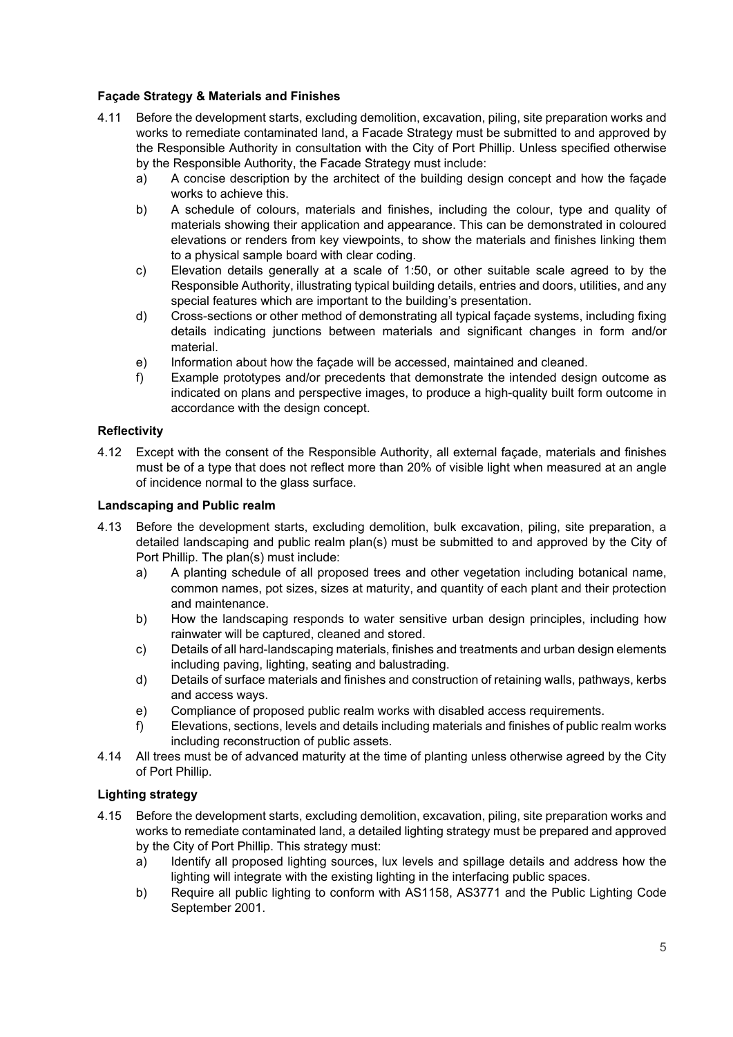### Façade Strategy & Materials and Finishes

4.11 Before the development starts, excluding demolition, excavation, piling, site preparation works and works to remediate contaminated land, a Facade Strategy must be submitted to and approved by the Responsible Authority in consultation with the City of Port Phillip. Unless specified otherwise by the Responsible Authority, the Facade Strategy must include:

a) A concise description by the architect of the building design concept and how the façade works to achieve this.

b) A schedule of colours, materials and finishes, including the colour, type and quality of materials showing their application and appearance. This can be demonstrated in coloured elevations or renders from key viewpoints, to show the materials and finishes linking them to a physical sample board with clear coding.

c) Elevation details generally at a scale of 1:50, or other suitable scale agreed to by the Responsible Authority, illustrating typical building details, entries and doors, utilities, and any special features which are important to the building's presentation.

d) Cross-sections or other method of demonstrating all typical façade systems, including fixing details indicating junctions between materials and significant changes in form and/or material.

e) Information about how the façade will be accessed, maintained and cleaned.

f) Example prototypes and/or precedents that demonstrate the intended design outcome as indicated on plans and perspective images, to produce a high-quality built form outcome in accordance with the design concept.

### Reflectivity

4.12 Except with the consent of the Responsible Authority, all external façade, materials and finishes must be of a type that does not reflect more than 20% of visible light when measured at an angle of incidence normal to the glass surface.

### Landscaping and Public realm

4.13 Before the development starts, excluding demolition, bulk excavation, piling, site preparation, a detailed landscaping and public realm plan(s) must be submitted to and approved by the City of Port Phillip. The plan(s) must include:

a) A planting schedule of all proposed trees and other vegetation including botanical name, common names, pot sizes, sizes at maturity, and quantity of each plant and their protection and maintenance.

b) How the landscaping responds to water sensitive urban design principles, including how rainwater will be captured, cleaned and stored.

c) Details of all hard-landscaping materials, finishes and treatments and urban design elements including paving, lighting, seating and balustrading.

d) Details of surface materials and finishes and construction of retaining walls, pathways, kerbs and access ways.

e) Compliance of proposed public realm works with disabled access requirements.

f) Elevations, sections, levels and details including materials and finishes of public realm works including reconstruction of public assets.

4.14 All trees must be of advanced maturity at the time of planting unless otherwise agreed by the City of Port Phillip.

### Lighting strategy

4.15 Before the development starts, excluding demolition, excavation, piling, site preparation works and works to remediate contaminated land, a detailed lighting strategy must be prepared and approved by the City of Port Phillip. This strategy must:

a) Identify all proposed lighting sources, lux levels and spillage details and address how the lighting will integrate with the existing lighting in the interfacing public spaces.

b) Require all public lighting to conform with AS1158, AS3771 and the Public Lighting Code September 2001.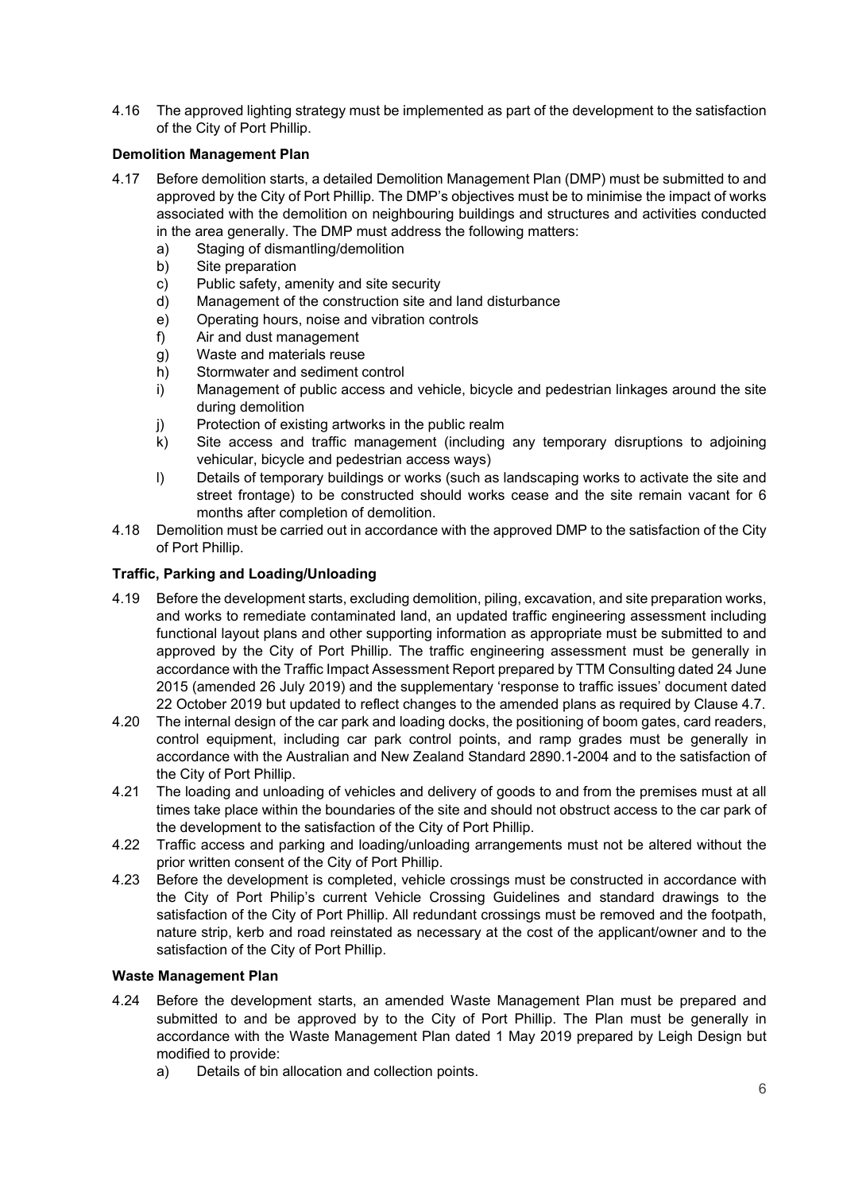4.16 The approved lighting strategy must be implemented as part of the development to the satisfaction of the City of Port Phillip.

**Demolition Management Plan**

4.17 Before demolition starts, a detailed Demolition Management Plan (DMP) must be submitted to and approved by the City of Port Phillip. The DMP's objectives must be to minimise the impact of works associated with the demolition on neighbouring buildings and structures and activities conducted in the area generally. The DMP must address the following matters:

   a) Staging of dismantling/demolition
   b) Site preparation
   c) Public safety, amenity and site security
   d) Management of the construction site and land disturbance
   e) Operating hours, noise and vibration controls
   f) Air and dust management
   g) Waste and materials reuse
   h) Stormwater and sediment control
   i) Management of public access and vehicle, bicycle and pedestrian linkages around the site during demolition
   j) Protection of existing artworks in the public realm
   k) Site access and traffic management (including any temporary disruptions to adjoining vehicular, bicycle and pedestrian access ways)
   l) Details of temporary buildings or works (such as landscaping works to activate the site and street frontage) to be constructed should works cease and the site remain vacant for 6 months after completion of demolition.

4.18 Demolition must be carried out in accordance with the approved DMP to the satisfaction of the City of Port Phillip.

**Traffic, Parking and Loading/Unloading**

4.19 Before the development starts, excluding demolition, piling, excavation, and site preparation works, and works to remediate contaminated land, an updated traffic engineering assessment including functional layout plans and other supporting information as appropriate must be submitted to and approved by the City of Port Phillip. The traffic engineering assessment must be generally in accordance with the Traffic Impact Assessment Report prepared by TTM Consulting dated 24 June 2015 (amended 26 July 2019) and the supplementary 'response to traffic issues' document dated 22 October 2019 but updated to reflect changes to the amended plans as required by Clause 4.7.

4.20 The internal design of the car park and loading docks, the positioning of boom gates, card readers, control equipment, including car park control points, and ramp grades must be generally in accordance with the Australian and New Zealand Standard 2890.1-2004 and to the satisfaction of the City of Port Phillip.

4.21 The loading and unloading of vehicles and delivery of goods to and from the premises must at all times take place within the boundaries of the site and should not obstruct access to the car park of the development to the satisfaction of the City of Port Phillip.

4.22 Traffic access and parking and loading/unloading arrangements must not be altered without the prior written consent of the City of Port Phillip.

4.23 Before the development is completed, vehicle crossings must be constructed in accordance with the City of Port Philip's current Vehicle Crossing Guidelines and standard drawings to the satisfaction of the City of Port Phillip. All redundant crossings must be removed and the footpath, nature strip, kerb and road reinstated as necessary at the cost of the applicant/owner and to the satisfaction of the City of Port Phillip.

**Waste Management Plan**

4.24 Before the development starts, an amended Waste Management Plan must be prepared and submitted to and be approved by to the City of Port Phillip. The Plan must be generally in accordance with the Waste Management Plan dated 1 May 2019 prepared by Leigh Design but modified to provide:

   a) Details of bin allocation and collection points.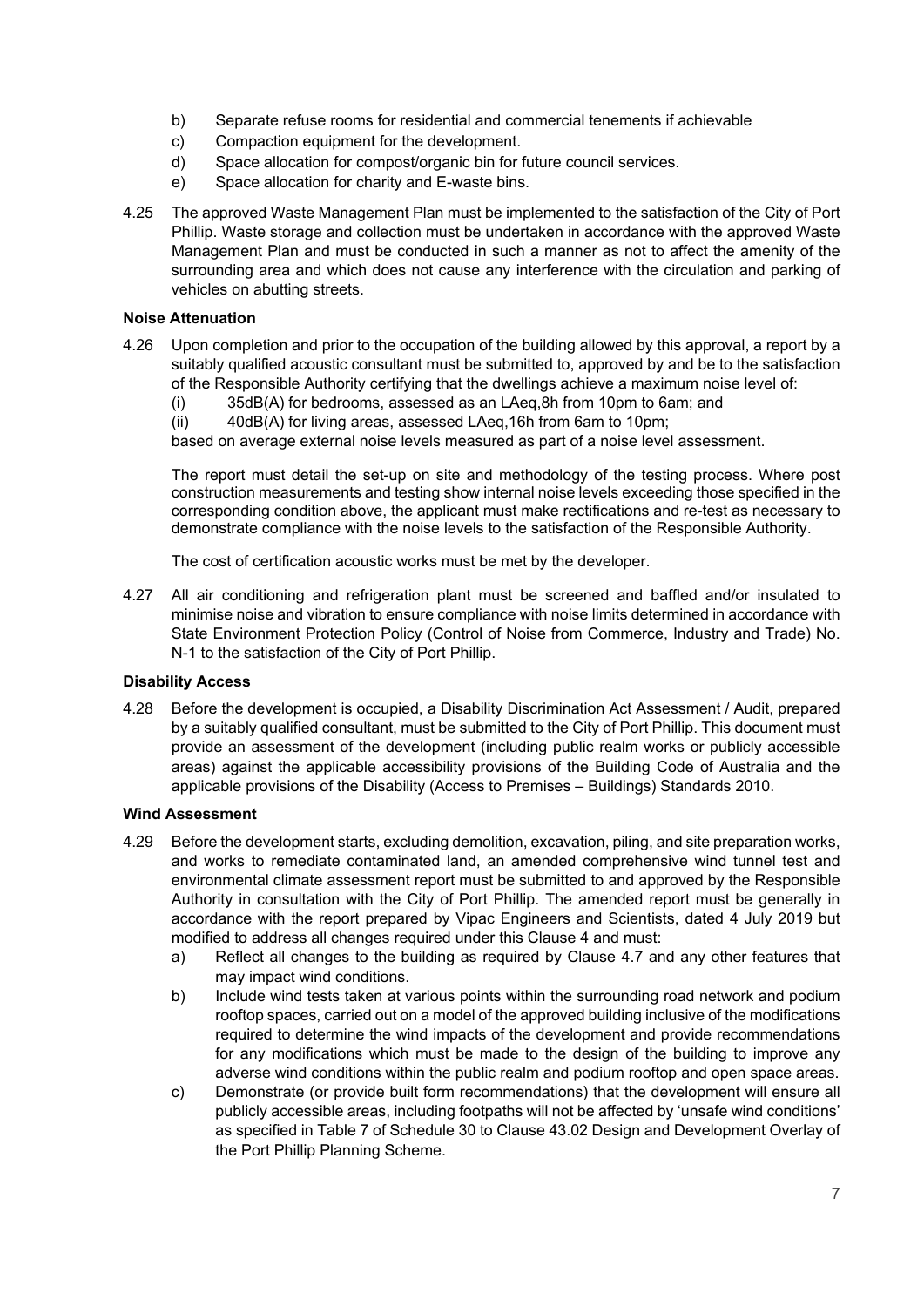b) Separate refuse rooms for residential and commercial tenements if achievable
c) Compaction equipment for the development.
d) Space allocation for compost/organic bin for future council services.
e) Space allocation for charity and E-waste bins.

4.25 The approved Waste Management Plan must be implemented to the satisfaction of the City of Port Phillip. Waste storage and collection must be undertaken in accordance with the approved Waste Management Plan and must be conducted in such a manner as not to affect the amenity of the surrounding area and which does not cause any interference with the circulation and parking of vehicles on abutting streets.

**Noise Attenuation**

4.26 Upon completion and prior to the occupation of the building allowed by this approval, a report by a suitably qualified acoustic consultant must be submitted to, approved by and be to the satisfaction of the Responsible Authority certifying that the dwellings achieve a maximum noise level of:

(i) 35dB(A) for bedrooms, assessed as an LAeq,8h from 10pm to 6am; and

(ii) 40dB(A) for living areas, assessed LAeq,16h from 6am to 10pm;

based on average external noise levels measured as part of a noise level assessment.

The report must detail the set-up on site and methodology of the testing process. Where post construction measurements and testing show internal noise levels exceeding those specified in the corresponding condition above, the applicant must make rectifications and re-test as necessary to demonstrate compliance with the noise levels to the satisfaction of the Responsible Authority.

The cost of certification acoustic works must be met by the developer.

4.27 All air conditioning and refrigeration plant must be screened and baffled and/or insulated to minimise noise and vibration to ensure compliance with noise limits determined in accordance with State Environment Protection Policy (Control of Noise from Commerce, Industry and Trade) No. N-1 to the satisfaction of the City of Port Phillip.

**Disability Access**

4.28 Before the development is occupied, a Disability Discrimination Act Assessment / Audit, prepared by a suitably qualified consultant, must be submitted to the City of Port Phillip. This document must provide an assessment of the development (including public realm works or publicly accessible areas) against the applicable accessibility provisions of the Building Code of Australia and the applicable provisions of the Disability (Access to Premises – Buildings) Standards 2010.

**Wind Assessment**

4.29 Before the development starts, excluding demolition, excavation, piling, and site preparation works, and works to remediate contaminated land, an amended comprehensive wind tunnel test and environmental climate assessment report must be submitted to and approved by the Responsible Authority in consultation with the City of Port Phillip. The amended report must be generally in accordance with the report prepared by Vipac Engineers and Scientists, dated 4 July 2019 but modified to address all changes required under this Clause 4 and must:

a) Reflect all changes to the building as required by Clause 4.7 and any other features that may impact wind conditions.
b) Include wind tests taken at various points within the surrounding road network and podium rooftop spaces, carried out on a model of the approved building inclusive of the modifications required to determine the wind impacts of the development and provide recommendations for any modifications which must be made to the design of the building to improve any adverse wind conditions within the public realm and podium rooftop and open space areas.
c) Demonstrate (or provide built form recommendations) that the development will ensure all publicly accessible areas, including footpaths will not be affected by 'unsafe wind conditions' as specified in Table 7 of Schedule 30 to Clause 43.02 Design and Development Overlay of the Port Phillip Planning Scheme.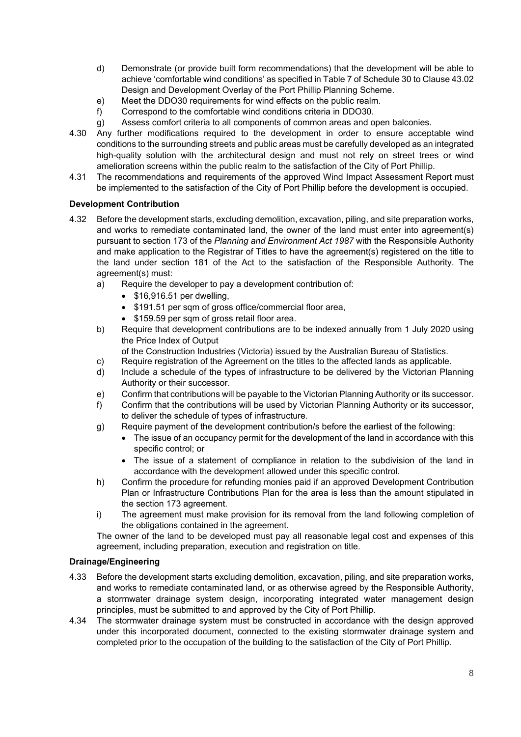- d) Demonstrate (or provide built form recommendations) that the development will be able to achieve 'comfortable wind conditions' as specified in Table 7 of Schedule 30 to Clause 43.02 Design and Development Overlay of the Port Phillip Planning Scheme.
- e) Meet the DDO30 requirements for wind effects on the public realm.
- f) Correspond to the comfortable wind conditions criteria in DDO30.
- g) Assess comfort criteria to all components of common areas and open balconies.

4.30 Any further modifications required to the development in order to ensure acceptable wind conditions to the surrounding streets and public areas must be carefully developed as an integrated high-quality solution with the architectural design and must not rely on street trees or wind amelioration screens within the public realm to the satisfaction of the City of Port Phillip.

4.31 The recommendations and requirements of the approved Wind Impact Assessment Report must be implemented to the satisfaction of the City of Port Phillip before the development is occupied.

**Development Contribution**

4.32 Before the development starts, excluding demolition, excavation, piling, and site preparation works, and works to remediate contaminated land, the owner of the land must enter into agreement(s) pursuant to section 173 of the *Planning and Environment Act 1987* with the Responsible Authority and make application to the Registrar of Titles to have the agreement(s) registered on the title to the land under section 181 of the Act to the satisfaction of the Responsible Authority. The agreement(s) must:

- a) Require the developer to pay a development contribution of:
  - $16,916.51 per dwelling,
  - $191.51 per sqm of gross office/commercial floor area,
  - $159.59 per sqm of gross retail floor area.
- b) Require that development contributions are to be indexed annually from 1 July 2020 using the Price Index of Output of the Construction Industries (Victoria) issued by the Australian Bureau of Statistics.
- c) Require registration of the Agreement on the titles to the affected lands as applicable.
- d) Include a schedule of the types of infrastructure to be delivered by the Victorian Planning Authority or their successor.
- e) Confirm that contributions will be payable to the Victorian Planning Authority or its successor.
- f) Confirm that the contributions will be used by Victorian Planning Authority or its successor, to deliver the schedule of types of infrastructure.
- g) Require payment of the development contribution/s before the earliest of the following:
  - The issue of an occupancy permit for the development of the land in accordance with this specific control; or
  - The issue of a statement of compliance in relation to the subdivision of the land in accordance with the development allowed under this specific control.
- h) Confirm the procedure for refunding monies paid if an approved Development Contribution Plan or Infrastructure Contributions Plan for the area is less than the amount stipulated in the section 173 agreement.
- i) The agreement must make provision for its removal from the land following completion of the obligations contained in the agreement.

The owner of the land to be developed must pay all reasonable legal cost and expenses of this agreement, including preparation, execution and registration on title.

**Drainage/Engineering**

4.33 Before the development starts excluding demolition, excavation, piling, and site preparation works, and works to remediate contaminated land, or as otherwise agreed by the Responsible Authority, a stormwater drainage system design, incorporating integrated water management design principles, must be submitted to and approved by the City of Port Phillip.

4.34 The stormwater drainage system must be constructed in accordance with the design approved under this incorporated document, connected to the existing stormwater drainage system and completed prior to the occupation of the building to the satisfaction of the City of Port Phillip.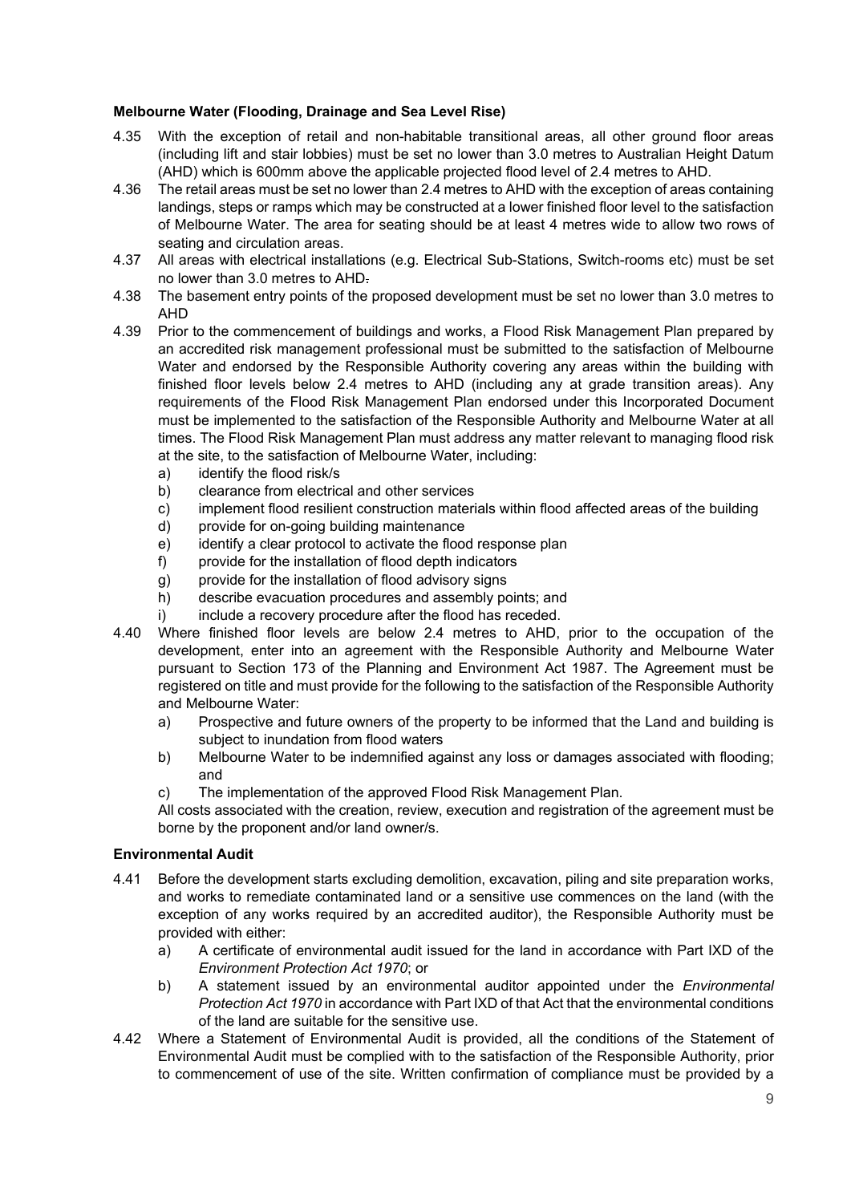**Melbourne Water (Flooding, Drainage and Sea Level Rise)**

4.35 With the exception of retail and non-habitable transitional areas, all other ground floor areas (including lift and stair lobbies) must be set no lower than 3.0 metres to Australian Height Datum (AHD) which is 600mm above the applicable projected flood level of 2.4 metres to AHD.

4.36 The retail areas must be set no lower than 2.4 metres to AHD with the exception of areas containing landings, steps or ramps which may be constructed at a lower finished floor level to the satisfaction of Melbourne Water. The area for seating should be at least 4 metres wide to allow two rows of seating and circulation areas.

4.37 All areas with electrical installations (e.g. Electrical Sub-Stations, Switch-rooms etc) must be set no lower than 3.0 metres to AHD.

4.38 The basement entry points of the proposed development must be set no lower than 3.0 metres to AHD

4.39 Prior to the commencement of buildings and works, a Flood Risk Management Plan prepared by an accredited risk management professional must be submitted to the satisfaction of Melbourne Water and endorsed by the Responsible Authority covering any areas within the building with finished floor levels below 2.4 metres to AHD (including any at grade transition areas). Any requirements of the Flood Risk Management Plan endorsed under this Incorporated Document must be implemented to the satisfaction of the Responsible Authority and Melbourne Water at all times. The Flood Risk Management Plan must address any matter relevant to managing flood risk at the site, to the satisfaction of Melbourne Water, including:

   a) identify the flood risk/s
   b) clearance from electrical and other services
   c) implement flood resilient construction materials within flood affected areas of the building
   d) provide for on-going building maintenance
   e) identify a clear protocol to activate the flood response plan
   f) provide for the installation of flood depth indicators
   g) provide for the installation of flood advisory signs
   h) describe evacuation procedures and assembly points; and
   i) include a recovery procedure after the flood has receded.

4.40 Where finished floor levels are below 2.4 metres to AHD, prior to the occupation of the development, enter into an agreement with the Responsible Authority and Melbourne Water pursuant to Section 173 of the Planning and Environment Act 1987. The Agreement must be registered on title and must provide for the following to the satisfaction of the Responsible Authority and Melbourne Water:

   a) Prospective and future owners of the property to be informed that the Land and building is subject to inundation from flood waters
   b) Melbourne Water to be indemnified against any loss or damages associated with flooding; and
   c) The implementation of the approved Flood Risk Management Plan.

   All costs associated with the creation, review, execution and registration of the agreement must be borne by the proponent and/or land owner/s.

**Environmental Audit**

4.41 Before the development starts excluding demolition, excavation, piling and site preparation works, and works to remediate contaminated land or a sensitive use commences on the land (with the exception of any works required by an accredited auditor), the Responsible Authority must be provided with either:

   a) A certificate of environmental audit issued for the land in accordance with Part IXD of the *Environment Protection Act 1970*; or
   b) A statement issued by an environmental auditor appointed under the *Environmental Protection Act 1970* in accordance with Part IXD of that Act that the environmental conditions of the land are suitable for the sensitive use.

4.42 Where a Statement of Environmental Audit is provided, all the conditions of the Statement of Environmental Audit must be complied with to the satisfaction of the Responsible Authority, prior to commencement of use of the site. Written confirmation of compliance must be provided by a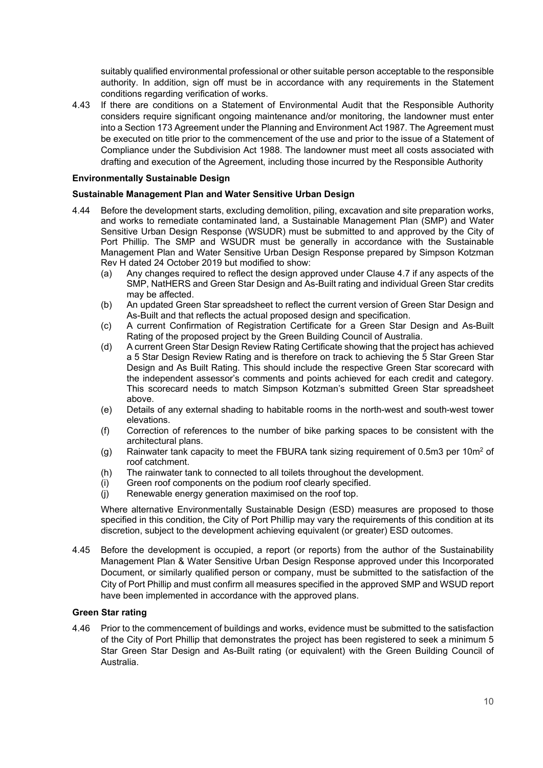suitably qualified environmental professional or other suitable person acceptable to the responsible authority. In addition, sign off must be in accordance with any requirements in the Statement conditions regarding verification of works.

4.43 If there are conditions on a Statement of Environmental Audit that the Responsible Authority considers require significant ongoing maintenance and/or monitoring, the landowner must enter into a Section 173 Agreement under the Planning and Environment Act 1987. The Agreement must be executed on title prior to the commencement of the use and prior to the issue of a Statement of Compliance under the Subdivision Act 1988. The landowner must meet all costs associated with drafting and execution of the Agreement, including those incurred by the Responsible Authority

**Environmentally Sustainable Design**

**Sustainable Management Plan and Water Sensitive Urban Design**

4.44 Before the development starts, excluding demolition, piling, excavation and site preparation works, and works to remediate contaminated land, a Sustainable Management Plan (SMP) and Water Sensitive Urban Design Response (WSUDR) must be submitted to and approved by the City of Port Phillip. The SMP and WSUDR must be generally in accordance with the Sustainable Management Plan and Water Sensitive Urban Design Response prepared by Simpson Kotzman Rev H dated 24 October 2019 but modified to show:

(a) Any changes required to reflect the design approved under Clause 4.7 if any aspects of the SMP, NatHERS and Green Star Design and As-Built rating and individual Green Star credits may be affected.

(b) An updated Green Star spreadsheet to reflect the current version of Green Star Design and As-Built and that reflects the actual proposed design and specification.

(c) A current Confirmation of Registration Certificate for a Green Star Design and As-Built Rating of the proposed project by the Green Building Council of Australia.

(d) A current Green Star Design Review Rating Certificate showing that the project has achieved a 5 Star Design Review Rating and is therefore on track to achieving the 5 Star Green Star Design and As Built Rating. This should include the respective Green Star scorecard with the independent assessor's comments and points achieved for each credit and category. This scorecard needs to match Simpson Kotzman's submitted Green Star spreadsheet above.

(e) Details of any external shading to habitable rooms in the north-west and south-west tower elevations.

(f) Correction of references to the number of bike parking spaces to be consistent with the architectural plans.

(g) Rainwater tank capacity to meet the FBURA tank sizing requirement of $0.5m^3$ per $10m^2$ of roof catchment.

(h) The rainwater tank to connected to all toilets throughout the development.

(i) Green roof components on the podium roof clearly specified.

(j) Renewable energy generation maximised on the roof top.

Where alternative Environmentally Sustainable Design (ESD) measures are proposed to those specified in this condition, the City of Port Phillip may vary the requirements of this condition at its discretion, subject to the development achieving equivalent (or greater) ESD outcomes.

4.45 Before the development is occupied, a report (or reports) from the author of the Sustainability Management Plan & Water Sensitive Urban Design Response approved under this Incorporated Document, or similarly qualified person or company, must be submitted to the satisfaction of the City of Port Phillip and must confirm all measures specified in the approved SMP and WSUD report have been implemented in accordance with the approved plans.

**Green Star rating**

4.46 Prior to the commencement of buildings and works, evidence must be submitted to the satisfaction of the City of Port Phillip that demonstrates the project has been registered to seek a minimum 5 Star Green Star Design and As-Built rating (or equivalent) with the Green Building Council of Australia.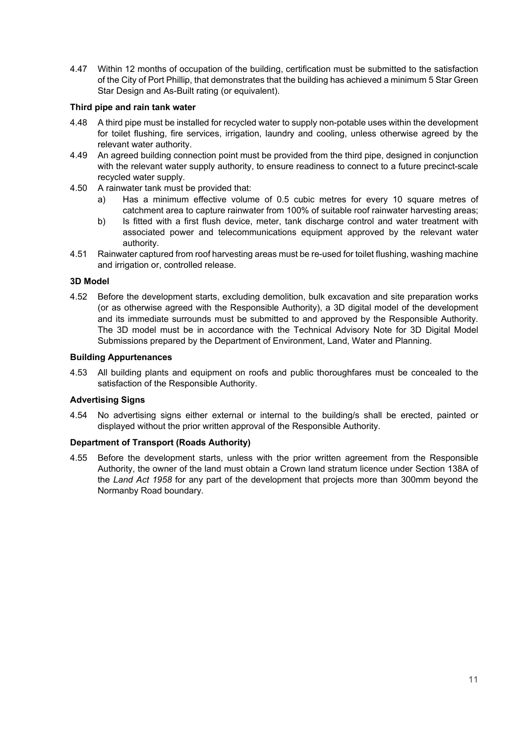4.47 Within 12 months of occupation of the building, certification must be submitted to the satisfaction of the City of Port Phillip, that demonstrates that the building has achieved a minimum 5 Star Green Star Design and As-Built rating (or equivalent).

**Third pipe and rain tank water**

4.48 A third pipe must be installed for recycled water to supply non-potable uses within the development for toilet flushing, fire services, irrigation, laundry and cooling, unless otherwise agreed by the relevant water authority.

4.49 An agreed building connection point must be provided from the third pipe, designed in conjunction with the relevant water supply authority, to ensure readiness to connect to a future precinct-scale recycled water supply.

4.50 A rainwater tank must be provided that:

a) Has a minimum effective volume of 0.5 cubic metres for every 10 square metres of catchment area to capture rainwater from 100% of suitable roof rainwater harvesting areas;

b) Is fitted with a first flush device, meter, tank discharge control and water treatment with associated power and telecommunications equipment approved by the relevant water authority.

4.51 Rainwater captured from roof harvesting areas must be re-used for toilet flushing, washing machine and irrigation or, controlled release.

**3D Model**

4.52 Before the development starts, excluding demolition, bulk excavation and site preparation works (or as otherwise agreed with the Responsible Authority), a 3D digital model of the development and its immediate surrounds must be submitted to and approved by the Responsible Authority. The 3D model must be in accordance with the Technical Advisory Note for 3D Digital Model Submissions prepared by the Department of Environment, Land, Water and Planning.

**Building Appurtenances**

4.53 All building plants and equipment on roofs and public thoroughfares must be concealed to the satisfaction of the Responsible Authority.

**Advertising Signs**

4.54 No advertising signs either external or internal to the building/s shall be erected, painted or displayed without the prior written approval of the Responsible Authority.

**Department of Transport (Roads Authority)**

4.55 Before the development starts, unless with the prior written agreement from the Responsible Authority, the owner of the land must obtain a Crown land stratum licence under Section 138A of the *Land Act 1958* for any part of the development that projects more than 300mm beyond the Normanby Road boundary.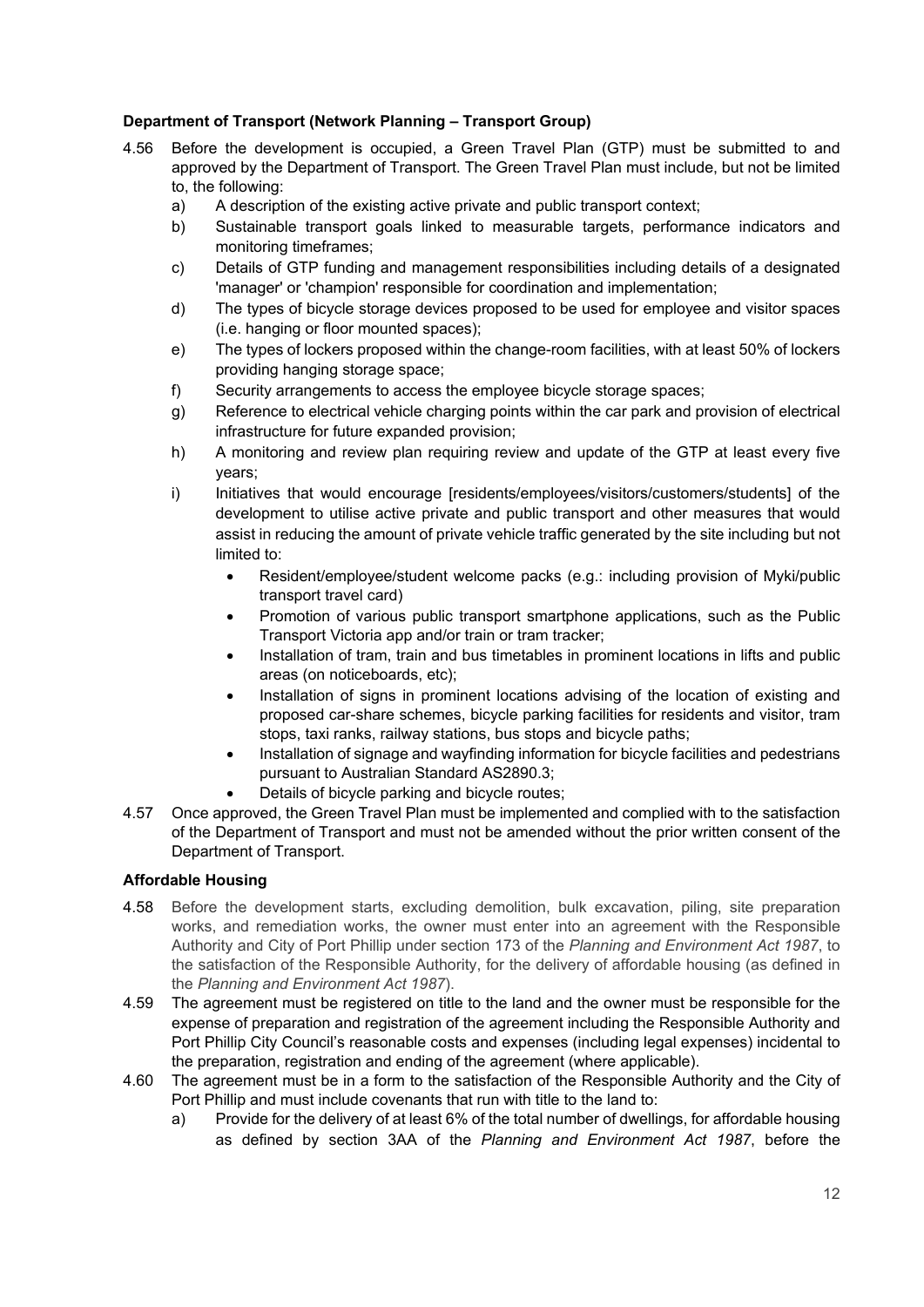**Department of Transport (Network Planning – Transport Group)**

4.56 Before the development is occupied, a Green Travel Plan (GTP) must be submitted to and approved by the Department of Transport. The Green Travel Plan must include, but not be limited to, the following:

   a) A description of the existing active private and public transport context;
   b) Sustainable transport goals linked to measurable targets, performance indicators and monitoring timeframes;
   c) Details of GTP funding and management responsibilities including details of a designated 'manager' or 'champion' responsible for coordination and implementation;
   d) The types of bicycle storage devices proposed to be used for employee and visitor spaces (i.e. hanging or floor mounted spaces);
   e) The types of lockers proposed within the change-room facilities, with at least 50% of lockers providing hanging storage space;
   f) Security arrangements to access the employee bicycle storage spaces;
   g) Reference to electrical vehicle charging points within the car park and provision of electrical infrastructure for future expanded provision;
   h) A monitoring and review plan requiring review and update of the GTP at least every five years;
   i) Initiatives that would encourage [residents/employees/visitors/customers/students] of the development to utilise active private and public transport and other measures that would assist in reducing the amount of private vehicle traffic generated by the site including but not limited to:
      - Resident/employee/student welcome packs (e.g.: including provision of Myki/public transport travel card)
      - Promotion of various public transport smartphone applications, such as the Public Transport Victoria app and/or train or tram tracker;
      - Installation of tram, train and bus timetables in prominent locations in lifts and public areas (on noticeboards, etc);
      - Installation of signs in prominent locations advising of the location of existing and proposed car-share schemes, bicycle parking facilities for residents and visitor, tram stops, taxi ranks, railway stations, bus stops and bicycle paths;
      - Installation of signage and wayfinding information for bicycle facilities and pedestrians pursuant to Australian Standard AS2890.3;
      - Details of bicycle parking and bicycle routes;

4.57 Once approved, the Green Travel Plan must be implemented and complied with to the satisfaction of the Department of Transport and must not be amended without the prior written consent of the Department of Transport.

**Affordable Housing**

4.58 Before the development starts, excluding demolition, bulk excavation, piling, site preparation works, and remediation works, the owner must enter into an agreement with the Responsible Authority and City of Port Phillip under section 173 of the *Planning and Environment Act 1987*, to the satisfaction of the Responsible Authority, for the delivery of affordable housing (as defined in the *Planning and Environment Act 1987*).

4.59 The agreement must be registered on title to the land and the owner must be responsible for the expense of preparation and registration of the agreement including the Responsible Authority and Port Phillip City Council's reasonable costs and expenses (including legal expenses) incidental to the preparation, registration and ending of the agreement (where applicable).

4.60 The agreement must be in a form to the satisfaction of the Responsible Authority and the City of Port Phillip and must include covenants that run with title to the land to:

   a) Provide for the delivery of at least 6% of the total number of dwellings, for affordable housing as defined by section 3AA of the *Planning and Environment Act 1987*, before the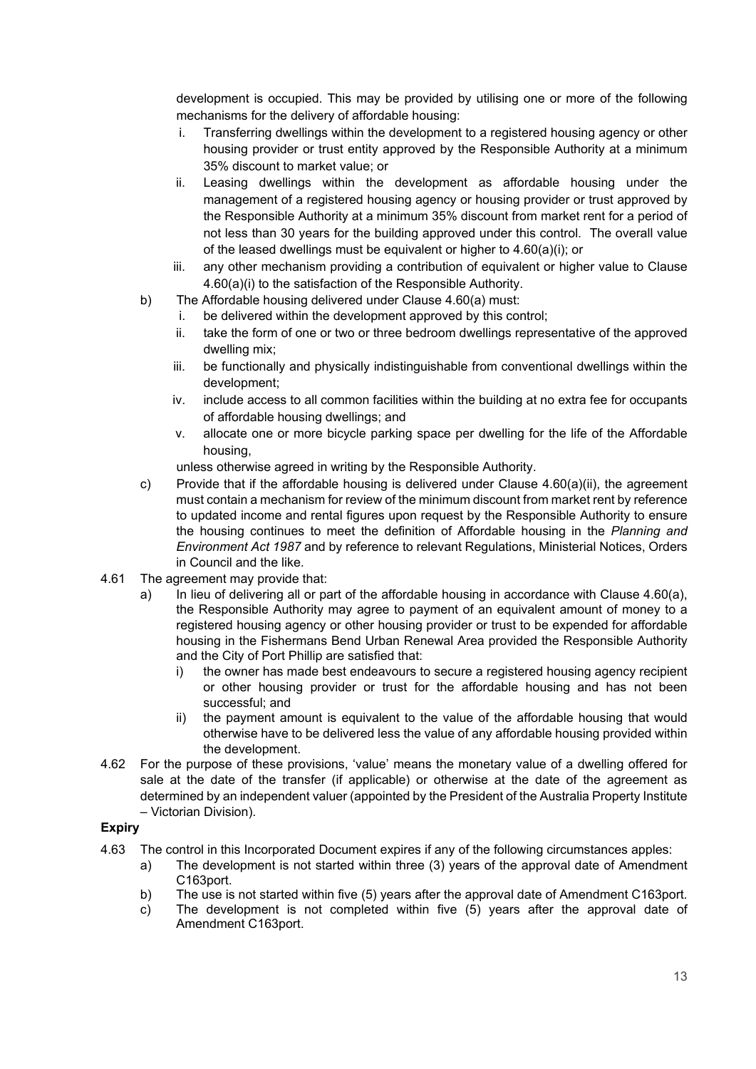development is occupied. This may be provided by utilising one or more of the following mechanisms for the delivery of affordable housing:

   i. Transferring dwellings within the development to a registered housing agency or other housing provider or trust entity approved by the Responsible Authority at a minimum 35% discount to market value; or
   ii. Leasing dwellings within the development as affordable housing under the management of a registered housing agency or housing provider or trust approved by the Responsible Authority at a minimum 35% discount from market rent for a period of not less than 30 years for the building approved under this control. The overall value of the leased dwellings must be equivalent or higher to 4.60(a)(i); or
   iii. any other mechanism providing a contribution of equivalent or higher value to Clause 4.60(a)(i) to the satisfaction of the Responsible Authority.

b) The Affordable housing delivered under Clause 4.60(a) must:
   i. be delivered within the development approved by this control;
   ii. take the form of one or two or three bedroom dwellings representative of the approved dwelling mix;
   iii. be functionally and physically indistinguishable from conventional dwellings within the development;
   iv. include access to all common facilities within the building at no extra fee for occupants of affordable housing dwellings; and
   v. allocate one or more bicycle parking space per dwelling for the life of the Affordable housing,

   unless otherwise agreed in writing by the Responsible Authority.

c) Provide that if the affordable housing is delivered under Clause 4.60(a)(ii), the agreement must contain a mechanism for review of the minimum discount from market rent by reference to updated income and rental figures upon request by the Responsible Authority to ensure the housing continues to meet the definition of Affordable housing in the *Planning and Environment Act 1987* and by reference to relevant Regulations, Ministerial Notices, Orders in Council and the like.

4.61 The agreement may provide that:

a) In lieu of delivering all or part of the affordable housing in accordance with Clause 4.60(a), the Responsible Authority may agree to payment of an equivalent amount of money to a registered housing agency or other housing provider or trust to be expended for affordable housing in the Fishermans Bend Urban Renewal Area provided the Responsible Authority and the City of Port Phillip are satisfied that:
   i) the owner has made best endeavours to secure a registered housing agency recipient or other housing provider or trust for the affordable housing and has not been successful; and
   ii) the payment amount is equivalent to the value of the affordable housing that would otherwise have to be delivered less the value of any affordable housing provided within the development.

4.62 For the purpose of these provisions, 'value' means the monetary value of a dwelling offered for sale at the date of the transfer (if applicable) or otherwise at the date of the agreement as determined by an independent valuer (appointed by the President of the Australia Property Institute – Victorian Division).

**Expiry**

4.63 The control in this Incorporated Document expires if any of the following circumstances apples:

a) The development is not started within three (3) years of the approval date of Amendment C163port.
b) The use is not started within five (5) years after the approval date of Amendment C163port.
c) The development is not completed within five (5) years after the approval date of Amendment C163port.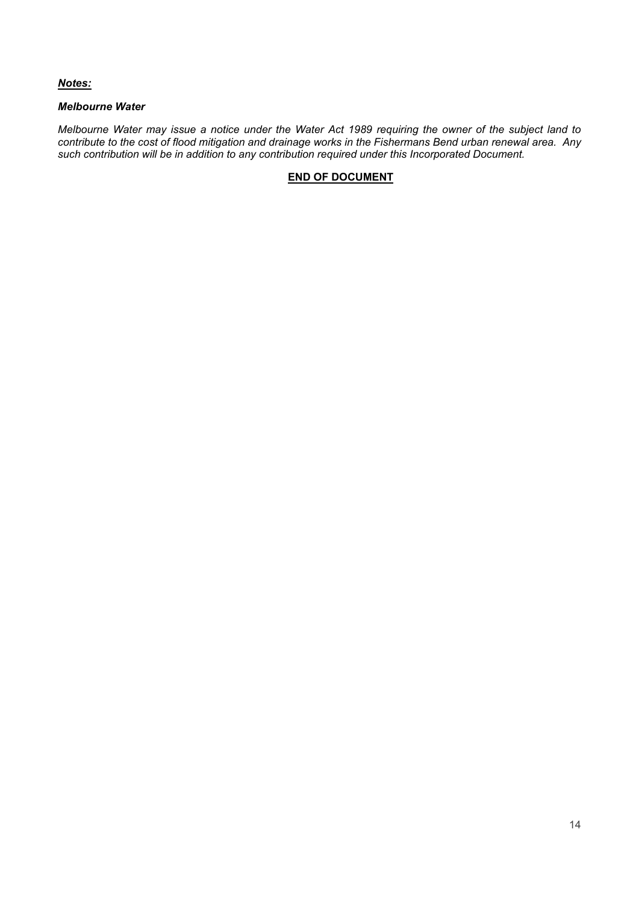***Notes:***

***Melbourne Water***

*Melbourne Water may issue a notice under the Water Act 1989 requiring the owner of the subject land to contribute to the cost of flood mitigation and drainage works in the Fishermans Bend urban renewal area. Any such contribution will be in addition to any contribution required under this Incorporated Document.*

**END OF DOCUMENT**